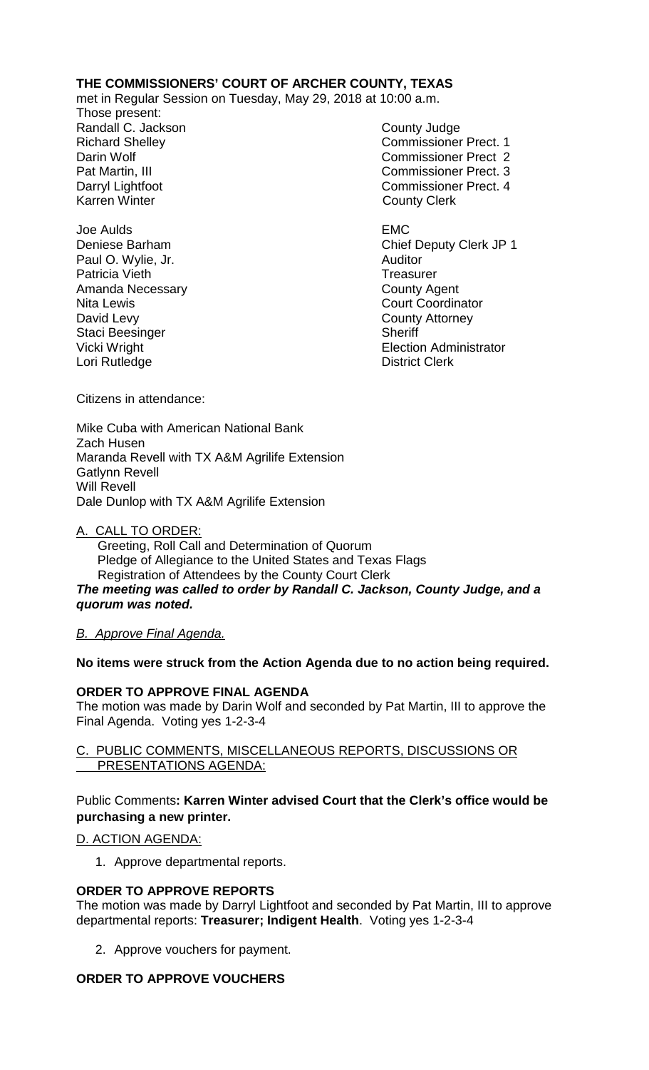**THE COMMISSIONERS' COURT OF ARCHER COUNTY, TEXAS**

met in Regular Session on Tuesday, May 29, 2018 at 10:00 a.m.

Those present:

| | |
|---|---|
| Randall C. Jackson | County Judge |
| Richard Shelley | Commissioner Prect. 1 |
| Darin Wolf | Commissioner Prect 2 |
| Pat Martin, III | Commissioner Prect. 3 |
| Darryl Lightfoot | Commissioner Prect. 4 |
| Karren Winter | County Clerk |
| | |
| Joe Aulds | EMC |
| Deniese Barham | Chief Deputy Clerk JP 1 |
| Paul O. Wylie, Jr. | Auditor |
| Patricia Vieth | Treasurer |
| Amanda Necessary | County Agent |
| Nita Lewis | Court Coordinator |
| David Levy | County Attorney |
| Staci Beesinger | Sheriff |
| Vicki Wright | Election Administrator |
| Lori Rutledge | District Clerk |

Citizens in attendance:

Mike Cuba with American National Bank
Zach Husen
Maranda Revell with TX A&M Agrilife Extension
Gatlynn Revell
Will Revell
Dale Dunlop with TX A&M Agrilife Extension

A. CALL TO ORDER:

Greeting, Roll Call and Determination of Quorum
Pledge of Allegiance to the United States and Texas Flags
Registration of Attendees by the County Court Clerk

***The meeting was called to order by Randall C. Jackson, County Judge, and a quorum was noted.***

*B. Approve Final Agenda.*

**No items were struck from the Action Agenda due to no action being required.**

**ORDER TO APPROVE FINAL AGENDA**

The motion was made by Darin Wolf and seconded by Pat Martin, III to approve the Final Agenda. Voting yes 1-2-3-4

C. PUBLIC COMMENTS, MISCELLANEOUS REPORTS, DISCUSSIONS OR PRESENTATIONS AGENDA:

Public Comments**: Karren Winter advised Court that the Clerk's office would be purchasing a new printer.**

D. ACTION AGENDA:

1. Approve departmental reports.

**ORDER TO APPROVE REPORTS**

The motion was made by Darryl Lightfoot and seconded by Pat Martin, III to approve departmental reports: **Treasurer; Indigent Health**. Voting yes 1-2-3-4

2. Approve vouchers for payment.

**ORDER TO APPROVE VOUCHERS**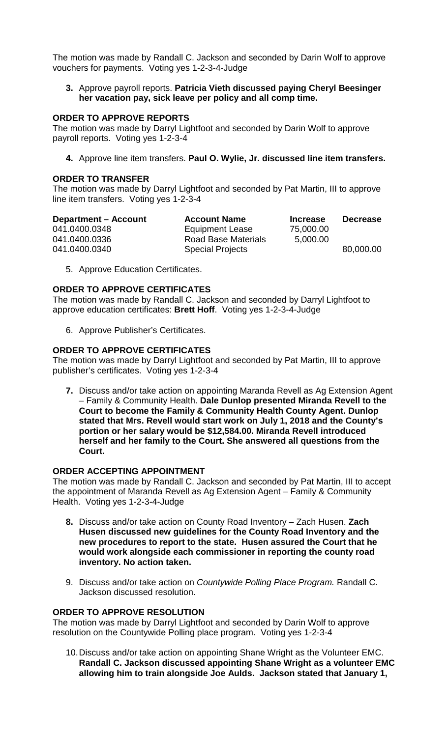The motion was made by Randall C. Jackson and seconded by Darin Wolf to approve vouchers for payments. Voting yes 1-2-3-4-Judge

3. Approve payroll reports. **Patricia Vieth discussed paying Cheryl Beesinger her vacation pay, sick leave per policy and all comp time.**

**ORDER TO APPROVE REPORTS**

The motion was made by Darryl Lightfoot and seconded by Darin Wolf to approve payroll reports. Voting yes 1-2-3-4

4. Approve line item transfers. **Paul O. Wylie, Jr. discussed line item transfers.**

**ORDER TO TRANSFER**

The motion was made by Darryl Lightfoot and seconded by Pat Martin, III to approve line item transfers. Voting yes 1-2-3-4

| Department – Account | Account Name | Increase | Decrease |
|---|---|---|---|
| 041.0400.0348 | Equipment Lease | 75,000.00 | |
| 041.0400.0336 | Road Base Materials | 5,000.00 | |
| 041.0400.0340 | Special Projects | | 80,000.00 |

5. Approve Education Certificates.

**ORDER TO APPROVE CERTIFICATES**

The motion was made by Randall C. Jackson and seconded by Darryl Lightfoot to approve education certificates: **Brett Hoff**. Voting yes 1-2-3-4-Judge

6. Approve Publisher's Certificates.

**ORDER TO APPROVE CERTIFICATES**

The motion was made by Darryl Lightfoot and seconded by Pat Martin, III to approve publisher's certificates. Voting yes 1-2-3-4

7. Discuss and/or take action on appointing Maranda Revell as Ag Extension Agent – Family & Community Health. **Dale Dunlop presented Miranda Revell to the Court to become the Family & Community Health County Agent. Dunlop stated that Mrs. Revell would start work on July 1, 2018 and the County's portion or her salary would be $12,584.00. Miranda Revell introduced herself and her family to the Court. She answered all questions from the Court.**

**ORDER ACCEPTING APPOINTMENT**

The motion was made by Randall C. Jackson and seconded by Pat Martin, III to accept the appointment of Maranda Revell as Ag Extension Agent – Family & Community Health. Voting yes 1-2-3-4-Judge

8. Discuss and/or take action on County Road Inventory – Zach Husen. **Zach Husen discussed new guidelines for the County Road Inventory and the new procedures to report to the state. Husen assured the Court that he would work alongside each commissioner in reporting the county road inventory. No action taken.**

9. Discuss and/or take action on *Countywide Polling Place Program.* Randall C. Jackson discussed resolution.

**ORDER TO APPROVE RESOLUTION**

The motion was made by Darryl Lightfoot and seconded by Darin Wolf to approve resolution on the Countywide Polling place program. Voting yes 1-2-3-4

10. Discuss and/or take action on appointing Shane Wright as the Volunteer EMC. **Randall C. Jackson discussed appointing Shane Wright as a volunteer EMC allowing him to train alongside Joe Aulds. Jackson stated that January 1,**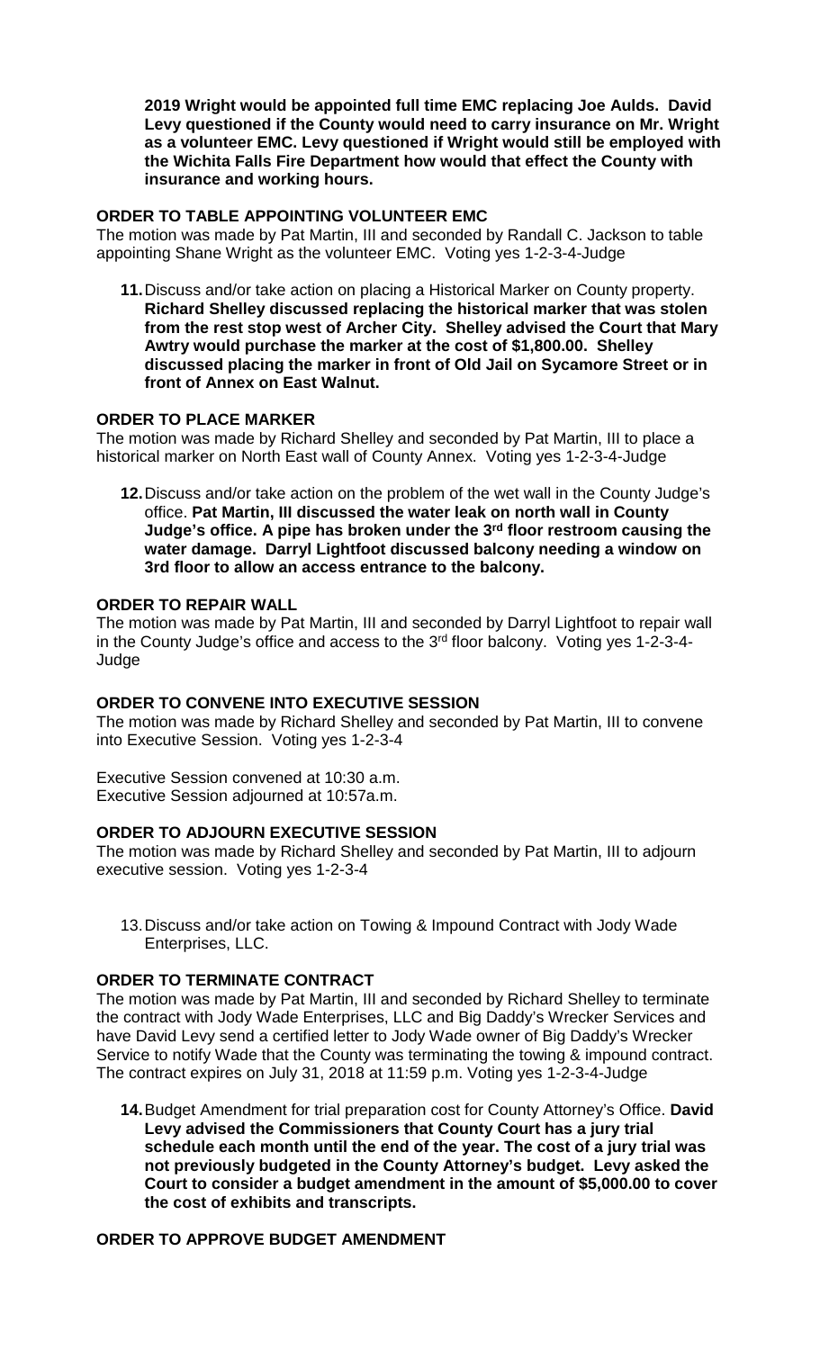**2019 Wright would be appointed full time EMC replacing Joe Aulds. David Levy questioned if the County would need to carry insurance on Mr. Wright as a volunteer EMC. Levy questioned if Wright would still be employed with the Wichita Falls Fire Department how would that effect the County with insurance and working hours.**

**ORDER TO TABLE APPOINTING VOLUNTEER EMC**

The motion was made by Pat Martin, III and seconded by Randall C. Jackson to table appointing Shane Wright as the volunteer EMC. Voting yes 1-2-3-4-Judge

11. Discuss and/or take action on placing a Historical Marker on County property. **Richard Shelley discussed replacing the historical marker that was stolen from the rest stop west of Archer City. Shelley advised the Court that Mary Awtry would purchase the marker at the cost of $1,800.00. Shelley discussed placing the marker in front of Old Jail on Sycamore Street or in front of Annex on East Walnut.**

**ORDER TO PLACE MARKER**

The motion was made by Richard Shelley and seconded by Pat Martin, III to place a historical marker on North East wall of County Annex. Voting yes 1-2-3-4-Judge

12. Discuss and/or take action on the problem of the wet wall in the County Judge's office. **Pat Martin, III discussed the water leak on north wall in County Judge's office. A pipe has broken under the 3rd floor restroom causing the water damage. Darryl Lightfoot discussed balcony needing a window on 3rd floor to allow an access entrance to the balcony.**

**ORDER TO REPAIR WALL**

The motion was made by Pat Martin, III and seconded by Darryl Lightfoot to repair wall in the County Judge's office and access to the 3rd floor balcony. Voting yes 1-2-3-4-Judge

**ORDER TO CONVENE INTO EXECUTIVE SESSION**

The motion was made by Richard Shelley and seconded by Pat Martin, III to convene into Executive Session. Voting yes 1-2-3-4

Executive Session convened at 10:30 a.m.
Executive Session adjourned at 10:57a.m.

**ORDER TO ADJOURN EXECUTIVE SESSION**

The motion was made by Richard Shelley and seconded by Pat Martin, III to adjourn executive session. Voting yes 1-2-3-4

13. Discuss and/or take action on Towing & Impound Contract with Jody Wade Enterprises, LLC.

**ORDER TO TERMINATE CONTRACT**

The motion was made by Pat Martin, III and seconded by Richard Shelley to terminate the contract with Jody Wade Enterprises, LLC and Big Daddy's Wrecker Services and have David Levy send a certified letter to Jody Wade owner of Big Daddy's Wrecker Service to notify Wade that the County was terminating the towing & impound contract. The contract expires on July 31, 2018 at 11:59 p.m. Voting yes 1-2-3-4-Judge

14. Budget Amendment for trial preparation cost for County Attorney's Office. **David Levy advised the Commissioners that County Court has a jury trial schedule each month until the end of the year. The cost of a jury trial was not previously budgeted in the County Attorney's budget. Levy asked the Court to consider a budget amendment in the amount of $5,000.00 to cover the cost of exhibits and transcripts.**

**ORDER TO APPROVE BUDGET AMENDMENT**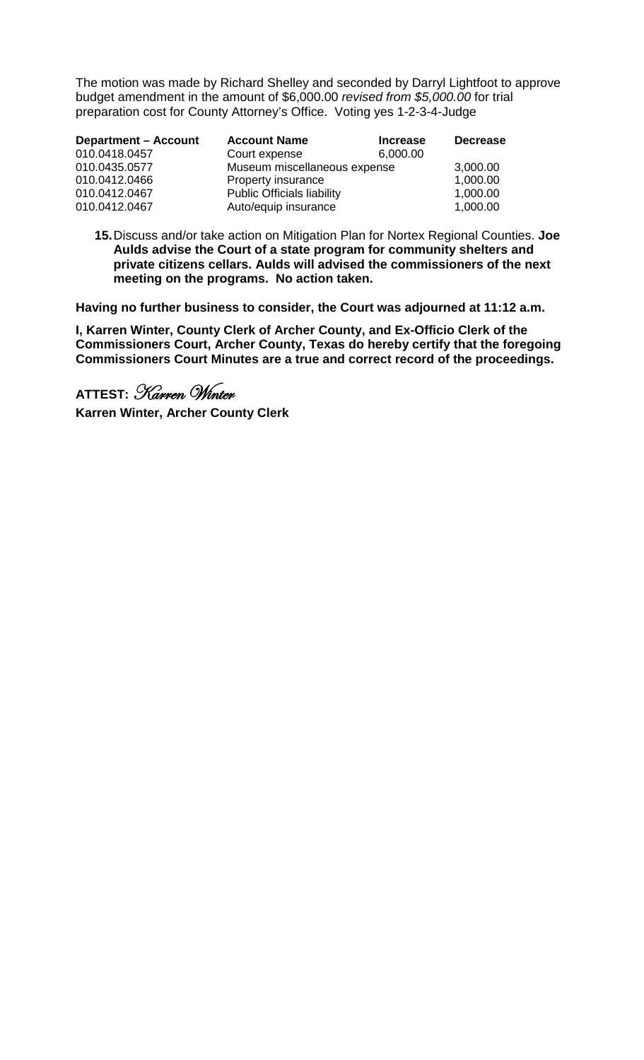The motion was made by Richard Shelley and seconded by Darryl Lightfoot to approve budget amendment in the amount of $6,000.00 *revised from $5,000.00* for trial preparation cost for County Attorney's Office. Voting yes 1-2-3-4-Judge

| Department – Account | Account Name | Increase | Decrease |
|---|---|---|---|
| 010.0418.0457 | Court expense | 6,000.00 | |
| 010.0435.0577 | Museum miscellaneous expense | | 3,000.00 |
| 010.0412.0466 | Property insurance | | 1,000.00 |
| 010.0412.0467 | Public Officials liability | | 1,000.00 |
| 010.0412.0467 | Auto/equip insurance | | 1,000.00 |

15. Discuss and/or take action on Mitigation Plan for Nortex Regional Counties. **Joe Aulds advise the Court of a state program for community shelters and private citizens cellars. Aulds will advised the commissioners of the next meeting on the programs. No action taken.**

**Having no further business to consider, the Court was adjourned at 11:12 a.m.**

**I, Karren Winter, County Clerk of Archer County, and Ex-Officio Clerk of the Commissioners Court, Archer County, Texas do hereby certify that the foregoing Commissioners Court Minutes are a true and correct record of the proceedings.**

**ATTEST:** *Karren Winter*

**Karren Winter, Archer County Clerk**